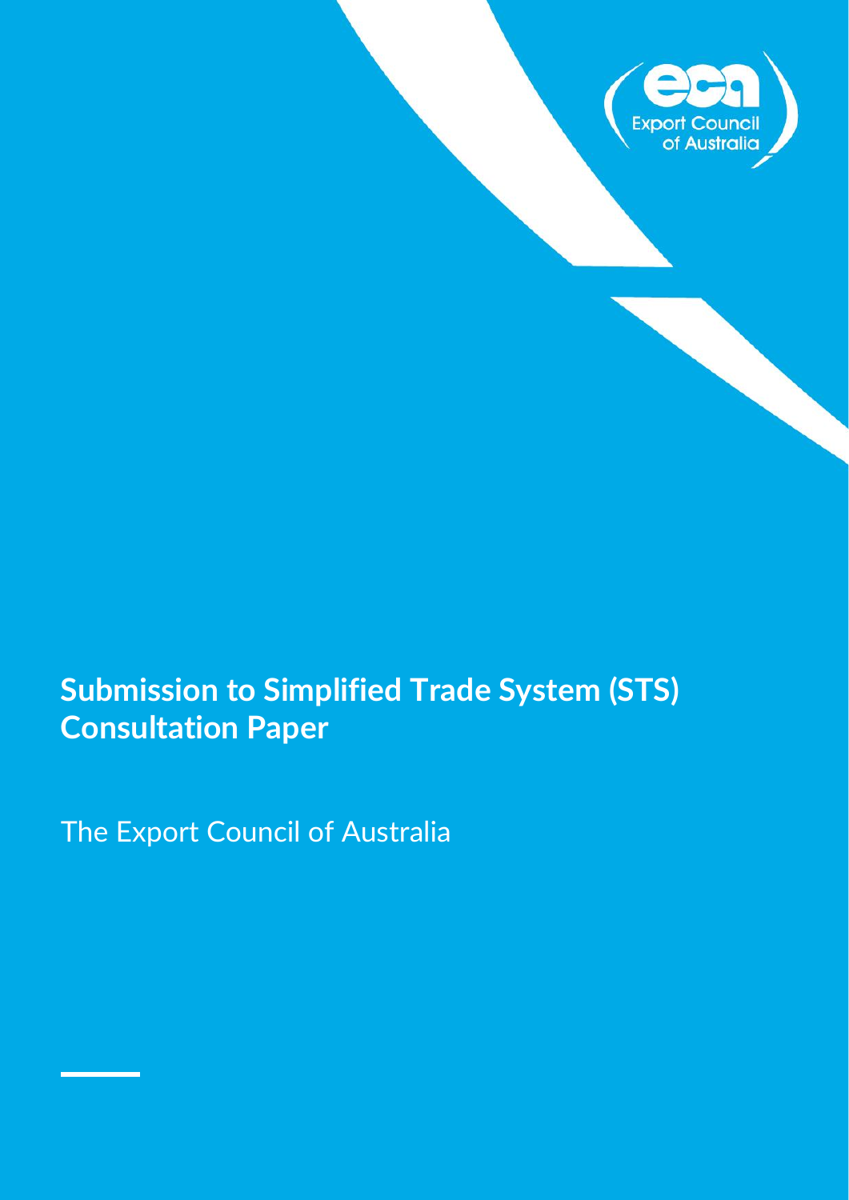# Submission to Simplified Trade System (STS) Consultation Paper

The Export Council of Australia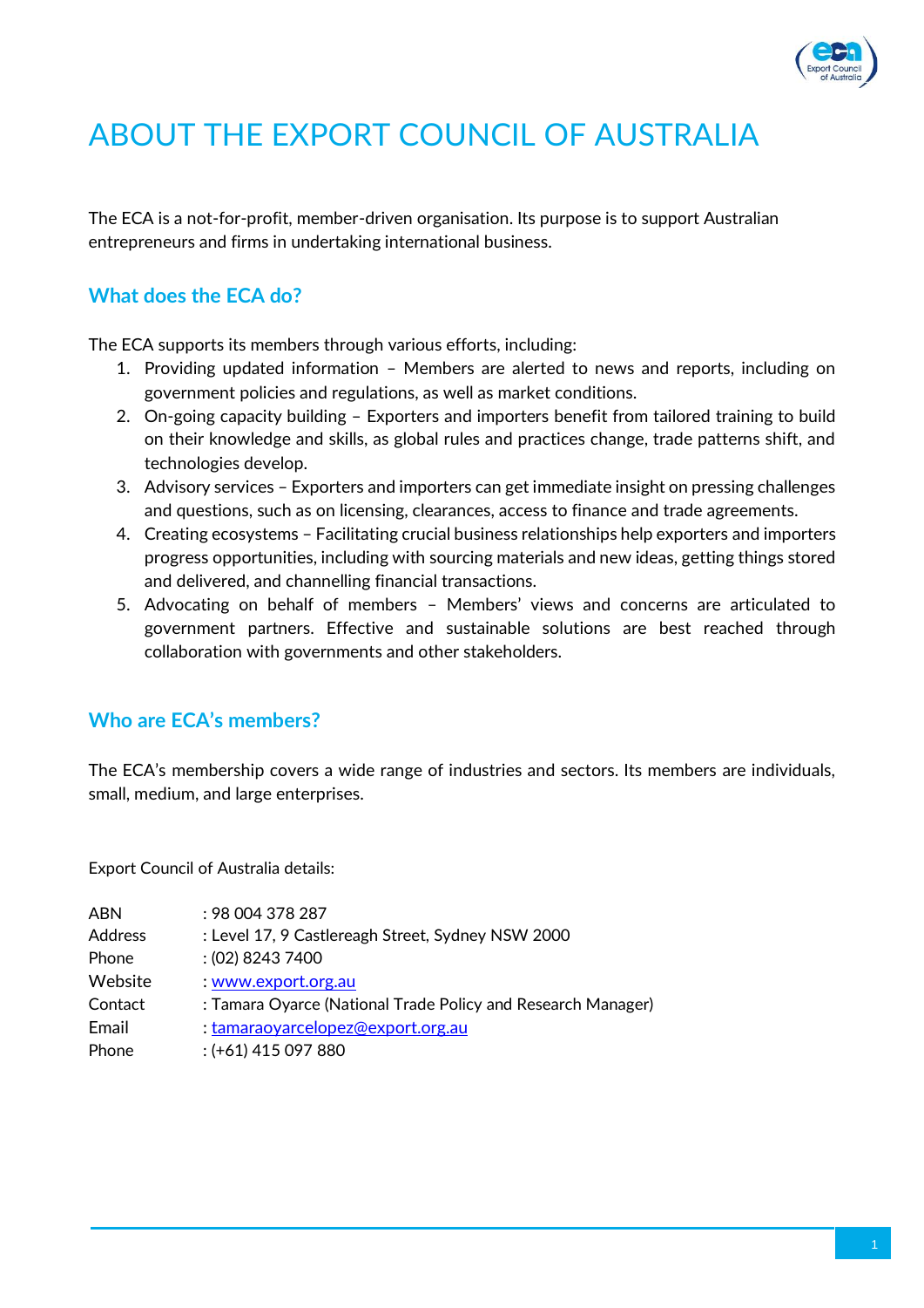# ABOUT THE EXPORT COUNCIL OF AUSTRALIA

The ECA is a not-for-profit, member-driven organisation. Its purpose is to support Australian entrepreneurs and firms in undertaking international business.

## What does the ECA do?

The ECA supports its members through various efforts, including:

1. Providing updated information – Members are alerted to news and reports, including on government policies and regulations, as well as market conditions.
2. On-going capacity building – Exporters and importers benefit from tailored training to build on their knowledge and skills, as global rules and practices change, trade patterns shift, and technologies develop.
3. Advisory services – Exporters and importers can get immediate insight on pressing challenges and questions, such as on licensing, clearances, access to finance and trade agreements.
4. Creating ecosystems – Facilitating crucial business relationships help exporters and importers progress opportunities, including with sourcing materials and new ideas, getting things stored and delivered, and channelling financial transactions.
5. Advocating on behalf of members – Members' views and concerns are articulated to government partners. Effective and sustainable solutions are best reached through collaboration with governments and other stakeholders.

## Who are ECA's members?

The ECA's membership covers a wide range of industries and sectors. Its members are individuals, small, medium, and large enterprises.

Export Council of Australia details:

| | |
|---|---|
| ABN | : 98 004 378 287 |
| Address | : Level 17, 9 Castlereagh Street, Sydney NSW 2000 |
| Phone | : (02) 8243 7400 |
| Website | : www.export.org.au |
| Contact | : Tamara Oyarce (National Trade Policy and Research Manager) |
| Email | : tamaraoyarcelopez@export.org.au |
| Phone | : (+61) 415 097 880 |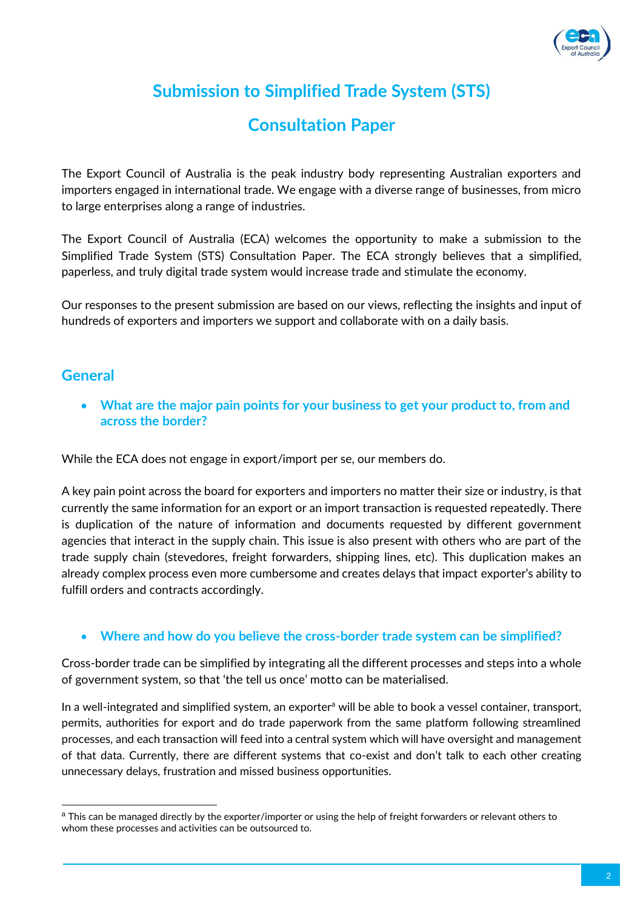# Submission to Simplified Trade System (STS) Consultation Paper

The Export Council of Australia is the peak industry body representing Australian exporters and importers engaged in international trade. We engage with a diverse range of businesses, from micro to large enterprises along a range of industries.

The Export Council of Australia (ECA) welcomes the opportunity to make a submission to the Simplified Trade System (STS) Consultation Paper. The ECA strongly believes that a simplified, paperless, and truly digital trade system would increase trade and stimulate the economy.

Our responses to the present submission are based on our views, reflecting the insights and input of hundreds of exporters and importers we support and collaborate with on a daily basis.

## General

- **What are the major pain points for your business to get your product to, from and across the border?**

While the ECA does not engage in export/import per se, our members do.

A key pain point across the board for exporters and importers no matter their size or industry, is that currently the same information for an export or an import transaction is requested repeatedly. There is duplication of the nature of information and documents requested by different government agencies that interact in the supply chain. This issue is also present with others who are part of the trade supply chain (stevedores, freight forwarders, shipping lines, etc). This duplication makes an already complex process even more cumbersome and creates delays that impact exporter's ability to fulfill orders and contracts accordingly.

- **Where and how do you believe the cross-border trade system can be simplified?**

Cross-border trade can be simplified by integrating all the different processes and steps into a whole of government system, so that 'the tell us once' motto can be materialised.

In a well-integrated and simplified system, an exporter[a] will be able to book a vessel container, transport, permits, authorities for export and do trade paperwork from the same platform following streamlined processes, and each transaction will feed into a central system which will have oversight and management of that data. Currently, there are different systems that co-exist and don't talk to each other creating unnecessary delays, frustration and missed business opportunities.

[a] This can be managed directly by the exporter/importer or using the help of freight forwarders or relevant others to whom these processes and activities can be outsourced to.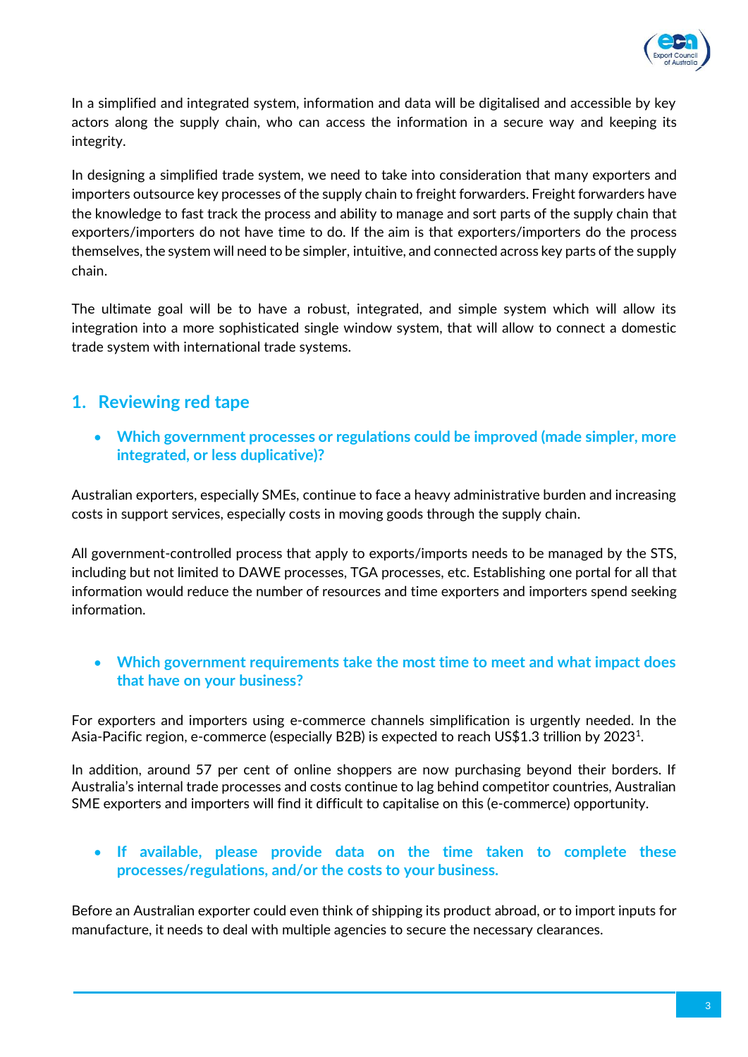In a simplified and integrated system, information and data will be digitalised and accessible by key actors along the supply chain, who can access the information in a secure way and keeping its integrity.

In designing a simplified trade system, we need to take into consideration that many exporters and importers outsource key processes of the supply chain to freight forwarders. Freight forwarders have the knowledge to fast track the process and ability to manage and sort parts of the supply chain that exporters/importers do not have time to do. If the aim is that exporters/importers do the process themselves, the system will need to be simpler, intuitive, and connected across key parts of the supply chain.

The ultimate goal will be to have a robust, integrated, and simple system which will allow its integration into a more sophisticated single window system, that will allow to connect a domestic trade system with international trade systems.

## 1. Reviewing red tape

- **Which government processes or regulations could be improved (made simpler, more integrated, or less duplicative)?**

Australian exporters, especially SMEs, continue to face a heavy administrative burden and increasing costs in support services, especially costs in moving goods through the supply chain.

All government-controlled process that apply to exports/imports needs to be managed by the STS, including but not limited to DAWE processes, TGA processes, etc. Establishing one portal for all that information would reduce the number of resources and time exporters and importers spend seeking information.

- **Which government requirements take the most time to meet and what impact does that have on your business?**

For exporters and importers using e-commerce channels simplification is urgently needed. In the Asia-Pacific region, e-commerce (especially B2B) is expected to reach US$1.3 trillion by 2023[1].

In addition, around 57 per cent of online shoppers are now purchasing beyond their borders. If Australia's internal trade processes and costs continue to lag behind competitor countries, Australian SME exporters and importers will find it difficult to capitalise on this (e-commerce) opportunity.

- **If available, please provide data on the time taken to complete these processes/regulations, and/or the costs to your business.**

Before an Australian exporter could even think of shipping its product abroad, or to import inputs for manufacture, it needs to deal with multiple agencies to secure the necessary clearances.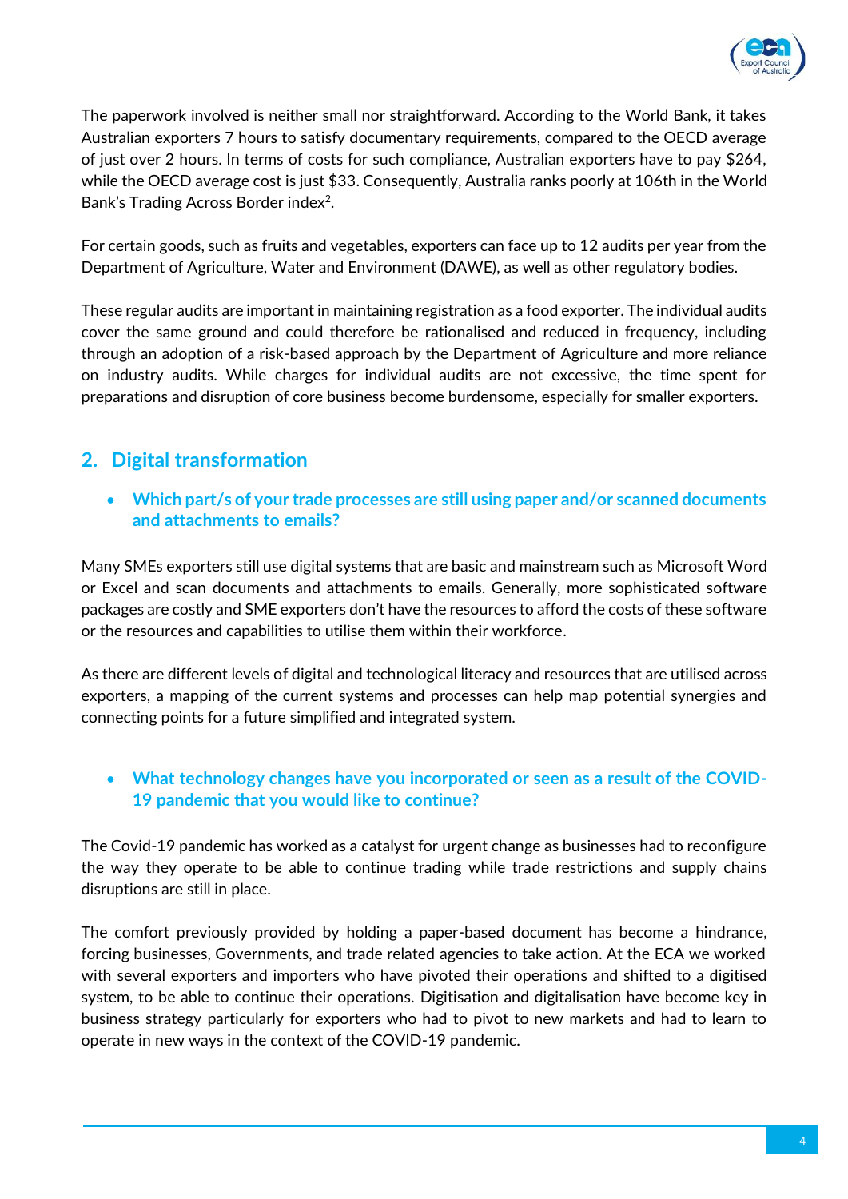The paperwork involved is neither small nor straightforward. According to the World Bank, it takes Australian exporters 7 hours to satisfy documentary requirements, compared to the OECD average of just over 2 hours. In terms of costs for such compliance, Australian exporters have to pay $264, while the OECD average cost is just $33. Consequently, Australia ranks poorly at 106th in the World Bank's Trading Across Border index[2].

For certain goods, such as fruits and vegetables, exporters can face up to 12 audits per year from the Department of Agriculture, Water and Environment (DAWE), as well as other regulatory bodies.

These regular audits are important in maintaining registration as a food exporter. The individual audits cover the same ground and could therefore be rationalised and reduced in frequency, including through an adoption of a risk-based approach by the Department of Agriculture and more reliance on industry audits. While charges for individual audits are not excessive, the time spent for preparations and disruption of core business become burdensome, especially for smaller exporters.

## 2. Digital transformation

- **Which part/s of your trade processes are still using paper and/or scanned documents and attachments to emails?**

Many SMEs exporters still use digital systems that are basic and mainstream such as Microsoft Word or Excel and scan documents and attachments to emails. Generally, more sophisticated software packages are costly and SME exporters don't have the resources to afford the costs of these software or the resources and capabilities to utilise them within their workforce.

As there are different levels of digital and technological literacy and resources that are utilised across exporters, a mapping of the current systems and processes can help map potential synergies and connecting points for a future simplified and integrated system.

- **What technology changes have you incorporated or seen as a result of the COVID-19 pandemic that you would like to continue?**

The Covid-19 pandemic has worked as a catalyst for urgent change as businesses had to reconfigure the way they operate to be able to continue trading while trade restrictions and supply chains disruptions are still in place.

The comfort previously provided by holding a paper-based document has become a hindrance, forcing businesses, Governments, and trade related agencies to take action. At the ECA we worked with several exporters and importers who have pivoted their operations and shifted to a digitised system, to be able to continue their operations. Digitisation and digitalisation have become key in business strategy particularly for exporters who had to pivot to new markets and had to learn to operate in new ways in the context of the COVID-19 pandemic.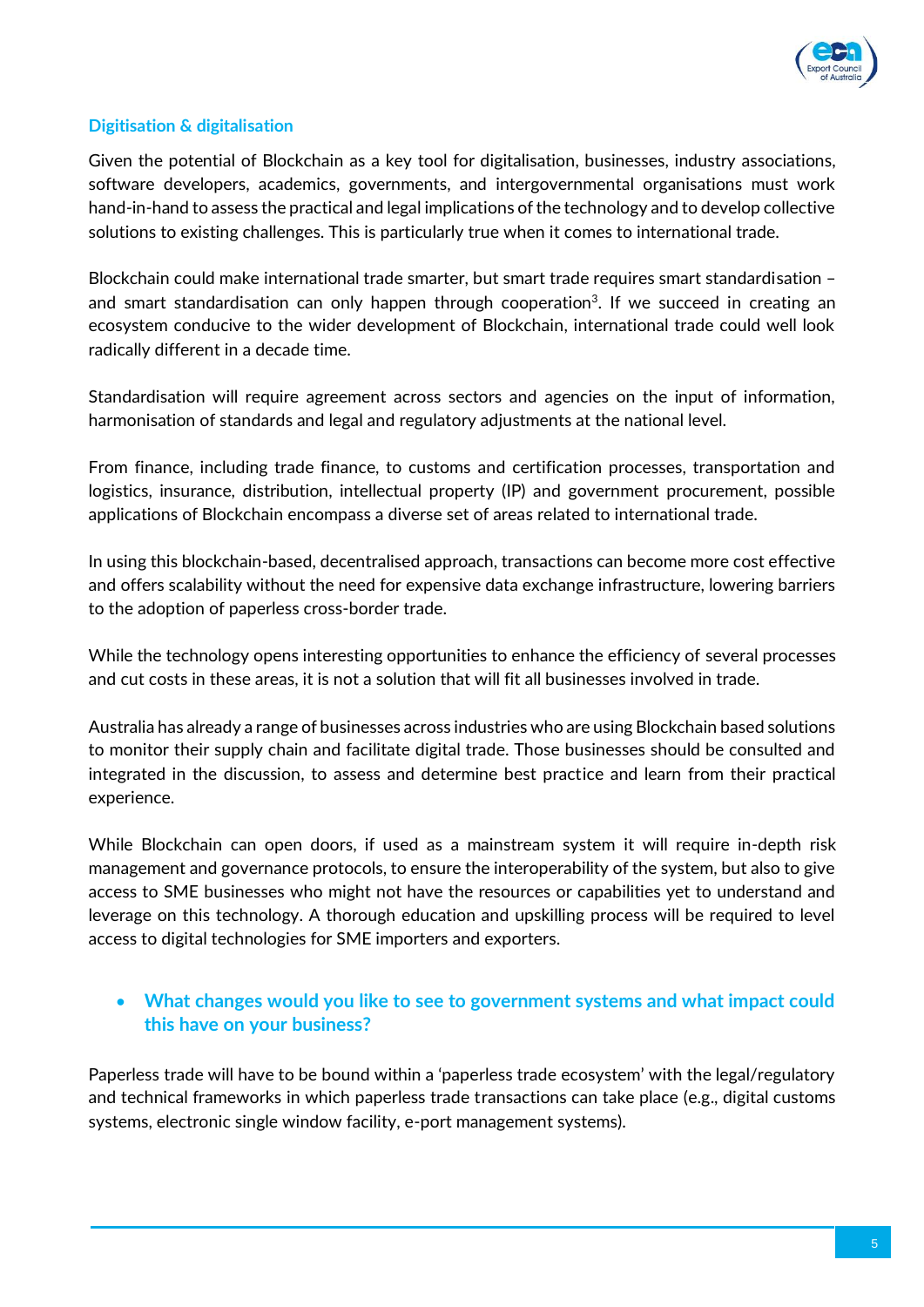## Digitisation & digitalisation

Given the potential of Blockchain as a key tool for digitalisation, businesses, industry associations, software developers, academics, governments, and intergovernmental organisations must work hand-in-hand to assess the practical and legal implications of the technology and to develop collective solutions to existing challenges. This is particularly true when it comes to international trade.

Blockchain could make international trade smarter, but smart trade requires smart standardisation – and smart standardisation can only happen through cooperation[3]. If we succeed in creating an ecosystem conducive to the wider development of Blockchain, international trade could well look radically different in a decade time.

Standardisation will require agreement across sectors and agencies on the input of information, harmonisation of standards and legal and regulatory adjustments at the national level.

From finance, including trade finance, to customs and certification processes, transportation and logistics, insurance, distribution, intellectual property (IP) and government procurement, possible applications of Blockchain encompass a diverse set of areas related to international trade.

In using this blockchain-based, decentralised approach, transactions can become more cost effective and offers scalability without the need for expensive data exchange infrastructure, lowering barriers to the adoption of paperless cross-border trade.

While the technology opens interesting opportunities to enhance the efficiency of several processes and cut costs in these areas, it is not a solution that will fit all businesses involved in trade.

Australia has already a range of businesses across industries who are using Blockchain based solutions to monitor their supply chain and facilitate digital trade. Those businesses should be consulted and integrated in the discussion, to assess and determine best practice and learn from their practical experience.

While Blockchain can open doors, if used as a mainstream system it will require in-depth risk management and governance protocols, to ensure the interoperability of the system, but also to give access to SME businesses who might not have the resources or capabilities yet to understand and leverage on this technology. A thorough education and upskilling process will be required to level access to digital technologies for SME importers and exporters.

- **What changes would you like to see to government systems and what impact could this have on your business?**

Paperless trade will have to be bound within a 'paperless trade ecosystem' with the legal/regulatory and technical frameworks in which paperless trade transactions can take place (e.g., digital customs systems, electronic single window facility, e-port management systems).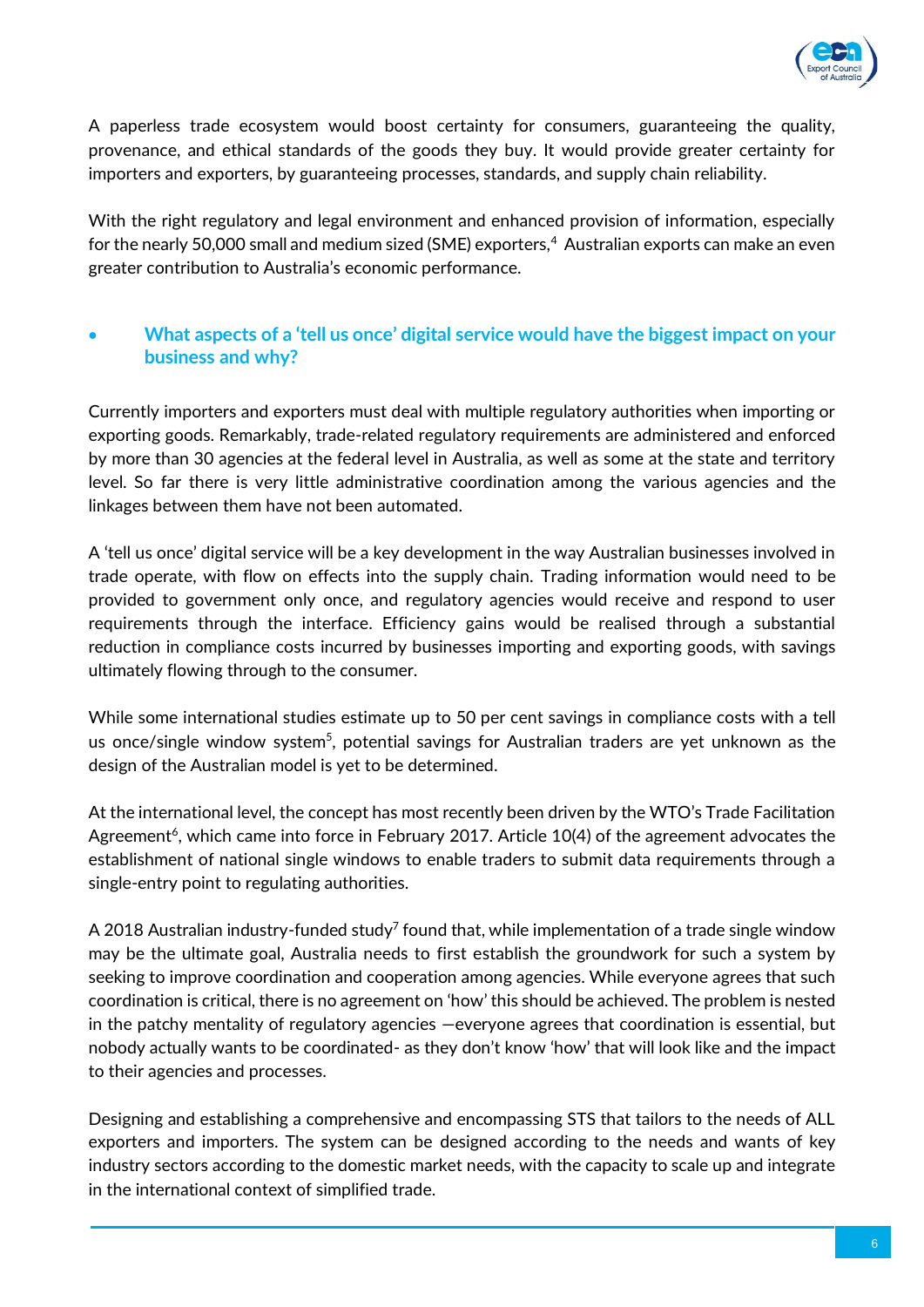A paperless trade ecosystem would boost certainty for consumers, guaranteeing the quality, provenance, and ethical standards of the goods they buy. It would provide greater certainty for importers and exporters, by guaranteeing processes, standards, and supply chain reliability.

With the right regulatory and legal environment and enhanced provision of information, especially for the nearly 50,000 small and medium sized (SME) exporters,[4] Australian exports can make an even greater contribution to Australia's economic performance.

- ### What aspects of a 'tell us once' digital service would have the biggest impact on your business and why?

Currently importers and exporters must deal with multiple regulatory authorities when importing or exporting goods. Remarkably, trade-related regulatory requirements are administered and enforced by more than 30 agencies at the federal level in Australia, as well as some at the state and territory level. So far there is very little administrative coordination among the various agencies and the linkages between them have not been automated.

A 'tell us once' digital service will be a key development in the way Australian businesses involved in trade operate, with flow on effects into the supply chain. Trading information would need to be provided to government only once, and regulatory agencies would receive and respond to user requirements through the interface. Efficiency gains would be realised through a substantial reduction in compliance costs incurred by businesses importing and exporting goods, with savings ultimately flowing through to the consumer.

While some international studies estimate up to 50 per cent savings in compliance costs with a tell us once/single window system[5], potential savings for Australian traders are yet unknown as the design of the Australian model is yet to be determined.

At the international level, the concept has most recently been driven by the WTO's Trade Facilitation Agreement[6], which came into force in February 2017. Article 10(4) of the agreement advocates the establishment of national single windows to enable traders to submit data requirements through a single-entry point to regulating authorities.

A 2018 Australian industry-funded study[7] found that, while implementation of a trade single window may be the ultimate goal, Australia needs to first establish the groundwork for such a system by seeking to improve coordination and cooperation among agencies. While everyone agrees that such coordination is critical, there is no agreement on 'how' this should be achieved. The problem is nested in the patchy mentality of regulatory agencies —everyone agrees that coordination is essential, but nobody actually wants to be coordinated- as they don't know 'how' that will look like and the impact to their agencies and processes.

Designing and establishing a comprehensive and encompassing STS that tailors to the needs of ALL exporters and importers. The system can be designed according to the needs and wants of key industry sectors according to the domestic market needs, with the capacity to scale up and integrate in the international context of simplified trade.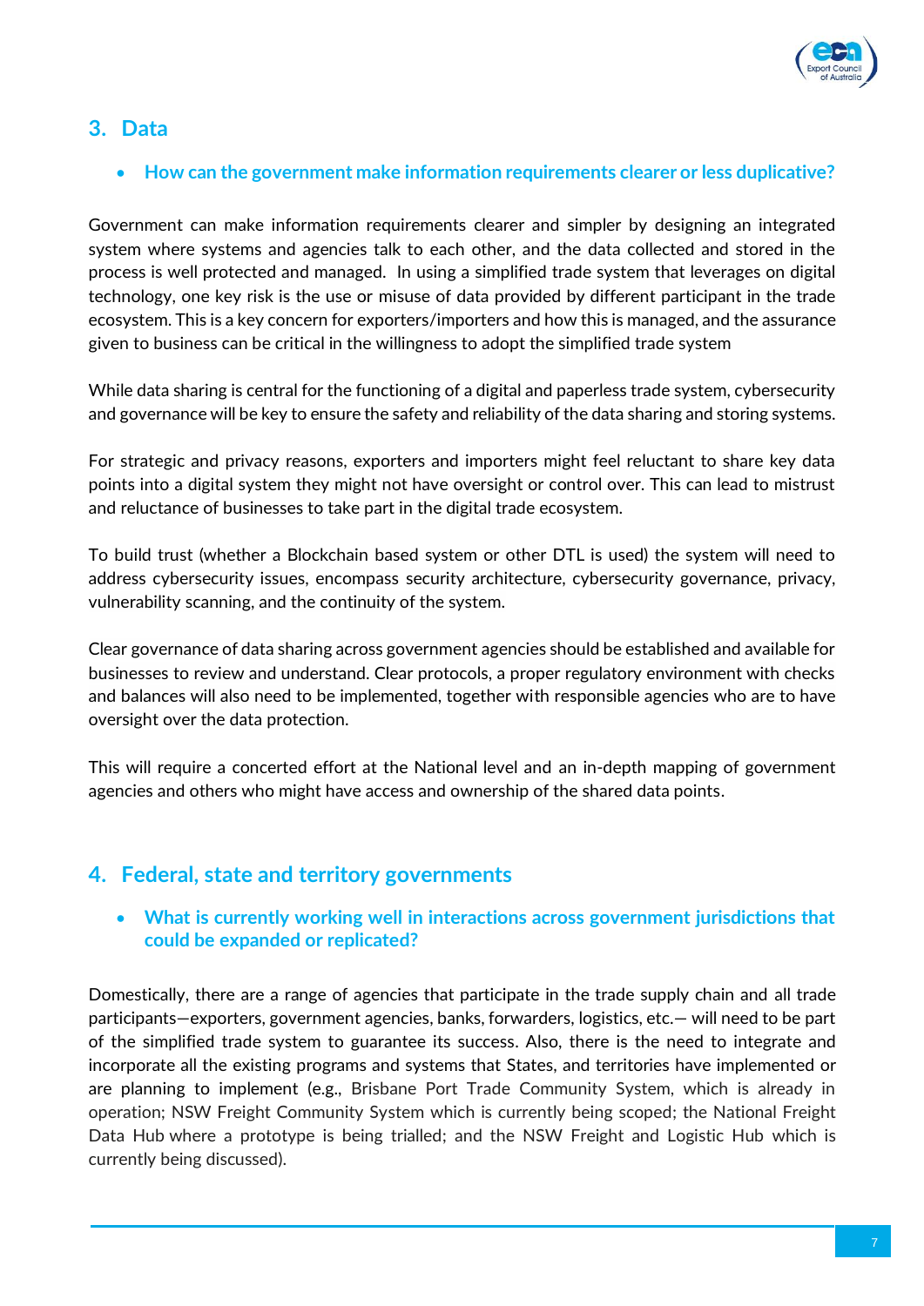## 3. Data

- **How can the government make information requirements clearer or less duplicative?**

Government can make information requirements clearer and simpler by designing an integrated system where systems and agencies talk to each other, and the data collected and stored in the process is well protected and managed. In using a simplified trade system that leverages on digital technology, one key risk is the use or misuse of data provided by different participant in the trade ecosystem. This is a key concern for exporters/importers and how this is managed, and the assurance given to business can be critical in the willingness to adopt the simplified trade system

While data sharing is central for the functioning of a digital and paperless trade system, cybersecurity and governance will be key to ensure the safety and reliability of the data sharing and storing systems.

For strategic and privacy reasons, exporters and importers might feel reluctant to share key data points into a digital system they might not have oversight or control over. This can lead to mistrust and reluctance of businesses to take part in the digital trade ecosystem.

To build trust (whether a Blockchain based system or other DTL is used) the system will need to address cybersecurity issues, encompass security architecture, cybersecurity governance, privacy, vulnerability scanning, and the continuity of the system.

Clear governance of data sharing across government agencies should be established and available for businesses to review and understand. Clear protocols, a proper regulatory environment with checks and balances will also need to be implemented, together with responsible agencies who are to have oversight over the data protection.

This will require a concerted effort at the National level and an in-depth mapping of government agencies and others who might have access and ownership of the shared data points.

## 4. Federal, state and territory governments

- **What is currently working well in interactions across government jurisdictions that could be expanded or replicated?**

Domestically, there are a range of agencies that participate in the trade supply chain and all trade participants—exporters, government agencies, banks, forwarders, logistics, etc.— will need to be part of the simplified trade system to guarantee its success. Also, there is the need to integrate and incorporate all the existing programs and systems that States, and territories have implemented or are planning to implement (e.g., Brisbane Port Trade Community System, which is already in operation; NSW Freight Community System which is currently being scoped; the National Freight Data Hub where a prototype is being trialled; and the NSW Freight and Logistic Hub which is currently being discussed).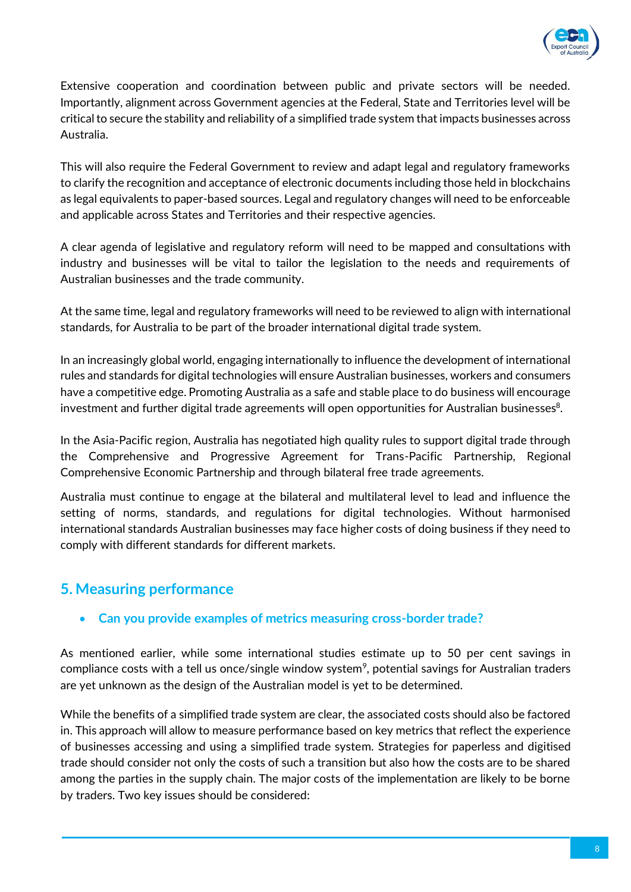Extensive cooperation and coordination between public and private sectors will be needed. Importantly, alignment across Government agencies at the Federal, State and Territories level will be critical to secure the stability and reliability of a simplified trade system that impacts businesses across Australia.

This will also require the Federal Government to review and adapt legal and regulatory frameworks to clarify the recognition and acceptance of electronic documents including those held in blockchains as legal equivalents to paper-based sources. Legal and regulatory changes will need to be enforceable and applicable across States and Territories and their respective agencies.

A clear agenda of legislative and regulatory reform will need to be mapped and consultations with industry and businesses will be vital to tailor the legislation to the needs and requirements of Australian businesses and the trade community.

At the same time, legal and regulatory frameworks will need to be reviewed to align with international standards, for Australia to be part of the broader international digital trade system.

In an increasingly global world, engaging internationally to influence the development of international rules and standards for digital technologies will ensure Australian businesses, workers and consumers have a competitive edge. Promoting Australia as a safe and stable place to do business will encourage investment and further digital trade agreements will open opportunities for Australian businesses[8].

In the Asia-Pacific region, Australia has negotiated high quality rules to support digital trade through the Comprehensive and Progressive Agreement for Trans-Pacific Partnership, Regional Comprehensive Economic Partnership and through bilateral free trade agreements.

Australia must continue to engage at the bilateral and multilateral level to lead and influence the setting of norms, standards, and regulations for digital technologies. Without harmonised international standards Australian businesses may face higher costs of doing business if they need to comply with different standards for different markets.

## 5. Measuring performance

- **Can you provide examples of metrics measuring cross-border trade?**

As mentioned earlier, while some international studies estimate up to 50 per cent savings in compliance costs with a tell us once/single window system[9], potential savings for Australian traders are yet unknown as the design of the Australian model is yet to be determined.

While the benefits of a simplified trade system are clear, the associated costs should also be factored in. This approach will allow to measure performance based on key metrics that reflect the experience of businesses accessing and using a simplified trade system. Strategies for paperless and digitised trade should consider not only the costs of such a transition but also how the costs are to be shared among the parties in the supply chain. The major costs of the implementation are likely to be borne by traders. Two key issues should be considered: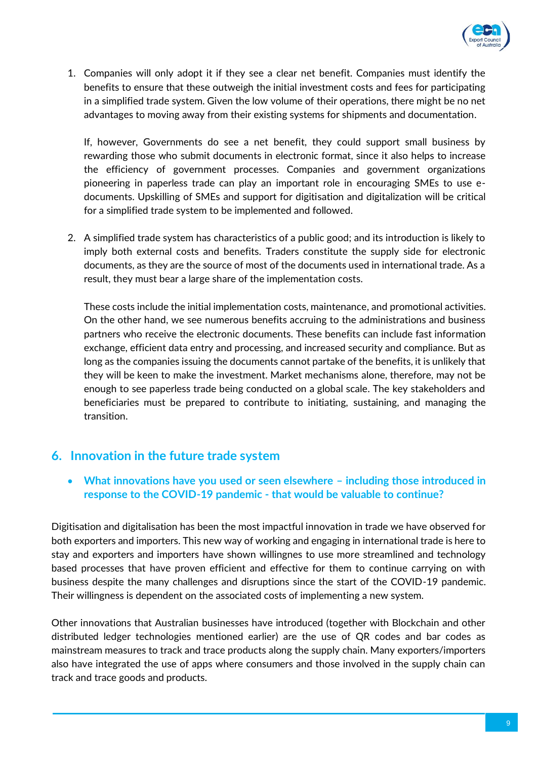1. Companies will only adopt it if they see a clear net benefit. Companies must identify the benefits to ensure that these outweigh the initial investment costs and fees for participating in a simplified trade system. Given the low volume of their operations, there might be no net advantages to moving away from their existing systems for shipments and documentation.

   If, however, Governments do see a net benefit, they could support small business by rewarding those who submit documents in electronic format, since it also helps to increase the efficiency of government processes. Companies and government organizations pioneering in paperless trade can play an important role in encouraging SMEs to use e-documents. Upskilling of SMEs and support for digitisation and digitalization will be critical for a simplified trade system to be implemented and followed.

2. A simplified trade system has characteristics of a public good; and its introduction is likely to imply both external costs and benefits. Traders constitute the supply side for electronic documents, as they are the source of most of the documents used in international trade. As a result, they must bear a large share of the implementation costs.

   These costs include the initial implementation costs, maintenance, and promotional activities. On the other hand, we see numerous benefits accruing to the administrations and business partners who receive the electronic documents. These benefits can include fast information exchange, efficient data entry and processing, and increased security and compliance. But as long as the companies issuing the documents cannot partake of the benefits, it is unlikely that they will be keen to make the investment. Market mechanisms alone, therefore, may not be enough to see paperless trade being conducted on a global scale. The key stakeholders and beneficiaries must be prepared to contribute to initiating, sustaining, and managing the transition.

## 6. Innovation in the future trade system

- **What innovations have you used or seen elsewhere – including those introduced in response to the COVID-19 pandemic - that would be valuable to continue?**

Digitisation and digitalisation has been the most impactful innovation in trade we have observed for both exporters and importers. This new way of working and engaging in international trade is here to stay and exporters and importers have shown willingnes to use more streamlined and technology based processes that have proven efficient and effective for them to continue carrying on with business despite the many challenges and disruptions since the start of the COVID-19 pandemic. Their willingness is dependent on the associated costs of implementing a new system.

Other innovations that Australian businesses have introduced (together with Blockchain and other distributed ledger technologies mentioned earlier) are the use of QR codes and bar codes as mainstream measures to track and trace products along the supply chain. Many exporters/importers also have integrated the use of apps where consumers and those involved in the supply chain can track and trace goods and products.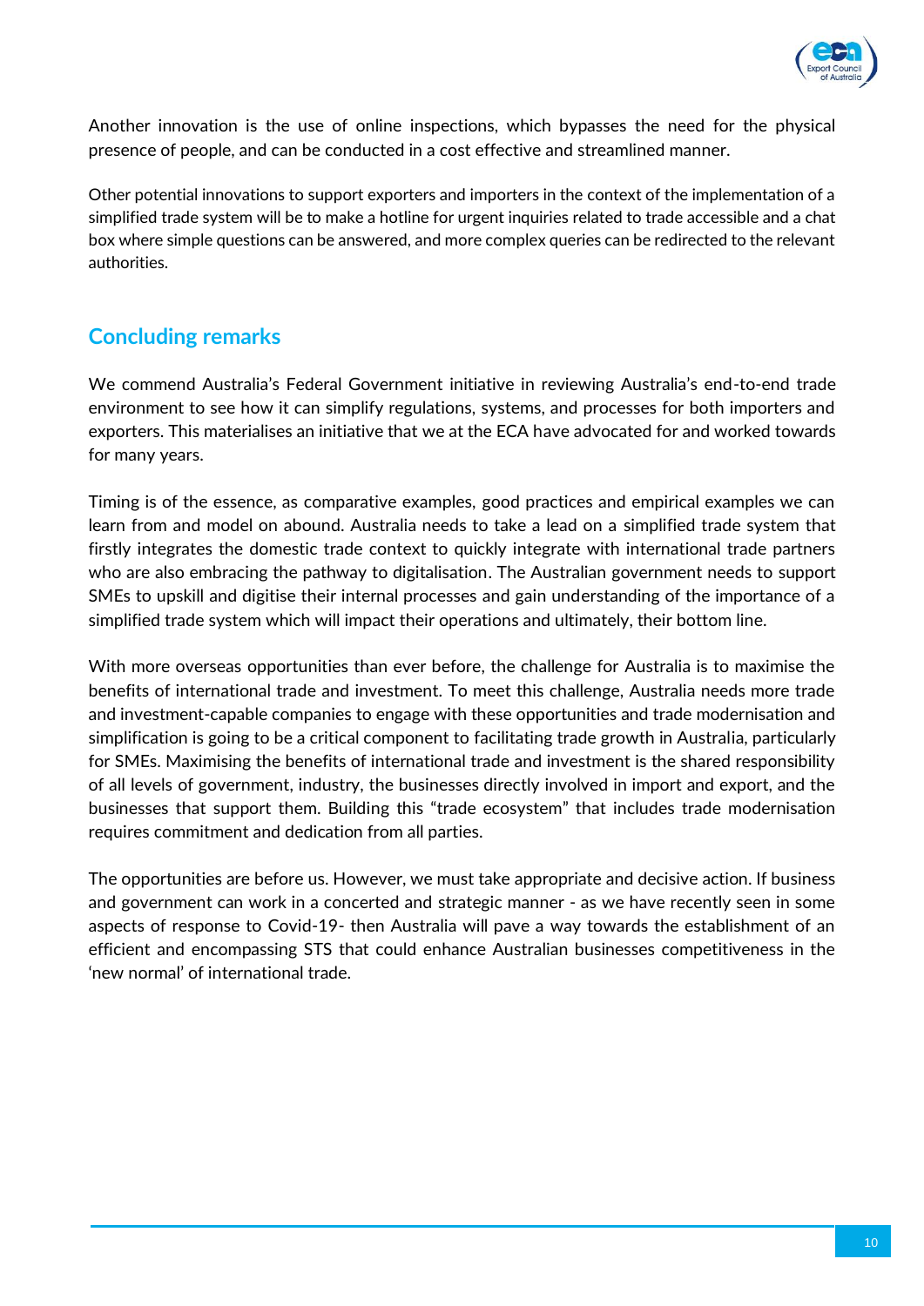Another innovation is the use of online inspections, which bypasses the need for the physical presence of people, and can be conducted in a cost effective and streamlined manner.

Other potential innovations to support exporters and importers in the context of the implementation of a simplified trade system will be to make a hotline for urgent inquiries related to trade accessible and a chat box where simple questions can be answered, and more complex queries can be redirected to the relevant authorities.

## Concluding remarks

We commend Australia's Federal Government initiative in reviewing Australia's end-to-end trade environment to see how it can simplify regulations, systems, and processes for both importers and exporters. This materialises an initiative that we at the ECA have advocated for and worked towards for many years.

Timing is of the essence, as comparative examples, good practices and empirical examples we can learn from and model on abound. Australia needs to take a lead on a simplified trade system that firstly integrates the domestic trade context to quickly integrate with international trade partners who are also embracing the pathway to digitalisation. The Australian government needs to support SMEs to upskill and digitise their internal processes and gain understanding of the importance of a simplified trade system which will impact their operations and ultimately, their bottom line.

With more overseas opportunities than ever before, the challenge for Australia is to maximise the benefits of international trade and investment. To meet this challenge, Australia needs more trade and investment-capable companies to engage with these opportunities and trade modernisation and simplification is going to be a critical component to facilitating trade growth in Australia, particularly for SMEs. Maximising the benefits of international trade and investment is the shared responsibility of all levels of government, industry, the businesses directly involved in import and export, and the businesses that support them. Building this "trade ecosystem" that includes trade modernisation requires commitment and dedication from all parties.

The opportunities are before us. However, we must take appropriate and decisive action. If business and government can work in a concerted and strategic manner - as we have recently seen in some aspects of response to Covid-19- then Australia will pave a way towards the establishment of an efficient and encompassing STS that could enhance Australian businesses competitiveness in the 'new normal' of international trade.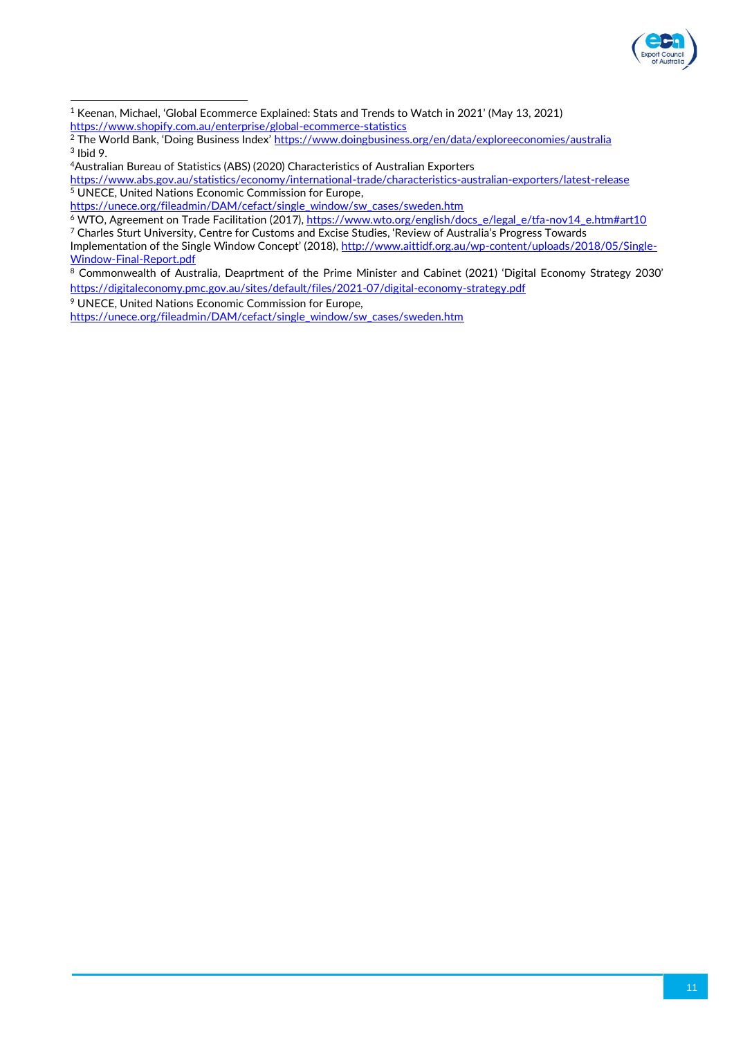[1] Keenan, Michael, 'Global Ecommerce Explained: Stats and Trends to Watch in 2021' (May 13, 2021) https://www.shopify.com.au/enterprise/global-ecommerce-statistics

[2] The World Bank, 'Doing Business Index' https://www.doingbusiness.org/en/data/exploreeconomies/australia

[3] Ibid 9.

[4] Australian Bureau of Statistics (ABS) (2020) Characteristics of Australian Exporters https://www.abs.gov.au/statistics/economy/international-trade/characteristics-australian-exporters/latest-release

[5] UNECE, United Nations Economic Commission for Europe, https://unece.org/fileadmin/DAM/cefact/single_window/sw_cases/sweden.htm

[6] WTO, Agreement on Trade Facilitation (2017), https://www.wto.org/english/docs_e/legal_e/tfa-nov14_e.htm#art10

[7] Charles Sturt University, Centre for Customs and Excise Studies, 'Review of Australia's Progress Towards Implementation of the Single Window Concept' (2018), http://www.aittidf.org.au/wp-content/uploads/2018/05/Single-Window-Final-Report.pdf

[8] Commonwealth of Australia, Deaprtment of the Prime Minister and Cabinet (2021) 'Digital Economy Strategy 2030' https://digitaleconomy.pmc.gov.au/sites/default/files/2021-07/digital-economy-strategy.pdf

[9] UNECE, United Nations Economic Commission for Europe, https://unece.org/fileadmin/DAM/cefact/single_window/sw_cases/sweden.htm